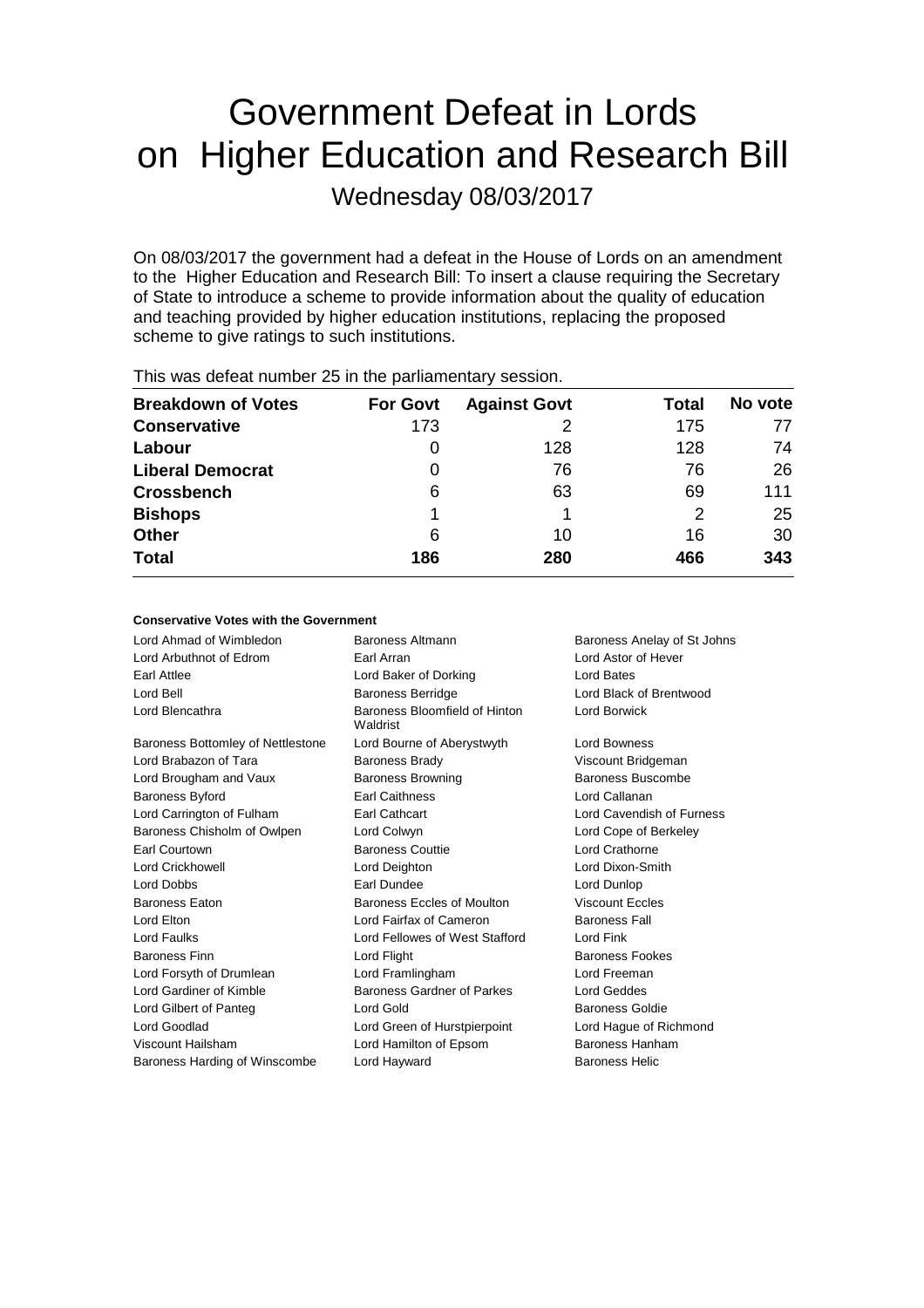# Government Defeat in Lords on Higher Education and Research Bill

Wednesday 08/03/2017

On 08/03/2017 the government had a defeat in the House of Lords on an amendment to the Higher Education and Research Bill: To insert a clause requiring the Secretary of State to introduce a scheme to provide information about the quality of education and teaching provided by higher education institutions, replacing the proposed scheme to give ratings to such institutions.

This was defeat number 25 in the parliamentary session.

| Breakdown of Votes | For Govt | Against Govt | Total | No vote |
|---|---|---|---|---|
| **Conservative** | 173 | 2 | 175 | 77 |
| **Labour** | 0 | 128 | 128 | 74 |
| **Liberal Democrat** | 0 | 76 | 76 | 26 |
| **Crossbench** | 6 | 63 | 69 | 111 |
| **Bishops** | 1 | 1 | 2 | 25 |
| **Other** | 6 | 10 | 16 | 30 |
| **Total** | **186** | **280** | **466** | **343** |

**Conservative Votes with the Government**

| | | |
|---|---|---|
| Lord Ahmad of Wimbledon | Baroness Altmann | Baroness Anelay of St Johns |
| Lord Arbuthnot of Edrom | Earl Arran | Lord Astor of Hever |
| Earl Attlee | Lord Baker of Dorking | Lord Bates |
| Lord Bell | Baroness Berridge | Lord Black of Brentwood |
| Lord Blencathra | Baroness Bloomfield of Hinton Waldrist | Lord Borwick |
| Baroness Bottomley of Nettlestone | Lord Bourne of Aberystwyth | Lord Bowness |
| Lord Brabazon of Tara | Baroness Brady | Viscount Bridgeman |
| Lord Brougham and Vaux | Baroness Browning | Baroness Buscombe |
| Baroness Byford | Earl Caithness | Lord Callanan |
| Lord Carrington of Fulham | Earl Cathcart | Lord Cavendish of Furness |
| Baroness Chisholm of Owlpen | Lord Colwyn | Lord Cope of Berkeley |
| Earl Courtown | Baroness Couttie | Lord Crathorne |
| Lord Crickhowell | Lord Deighton | Lord Dixon-Smith |
| Lord Dobbs | Earl Dundee | Lord Dunlop |
| Baroness Eaton | Baroness Eccles of Moulton | Viscount Eccles |
| Lord Elton | Lord Fairfax of Cameron | Baroness Fall |
| Lord Faulks | Lord Fellowes of West Stafford | Lord Fink |
| Baroness Finn | Lord Flight | Baroness Fookes |
| Lord Forsyth of Drumlean | Lord Framlingham | Lord Freeman |
| Lord Gardiner of Kimble | Baroness Gardner of Parkes | Lord Geddes |
| Lord Gilbert of Panteg | Lord Gold | Baroness Goldie |
| Lord Goodlad | Lord Green of Hurstpierpoint | Lord Hague of Richmond |
| Viscount Hailsham | Lord Hamilton of Epsom | Baroness Hanham |
| Baroness Harding of Winscombe | Lord Hayward | Baroness Helic |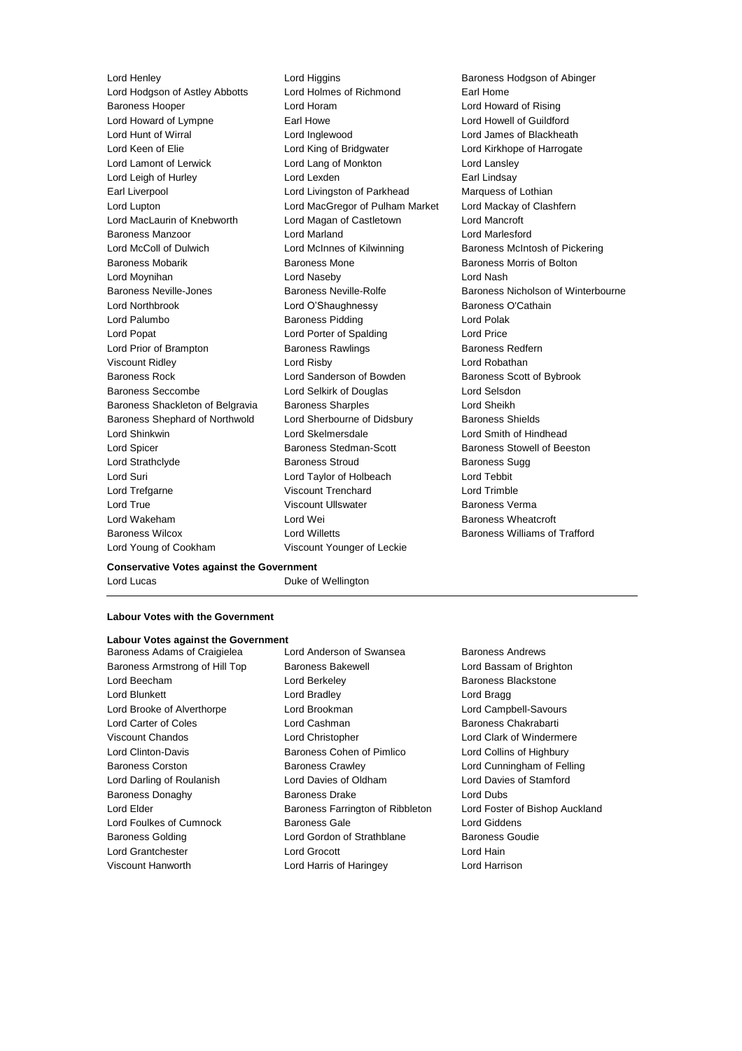Lord Henley, Lord Higgins, Baroness Hodgson of Abinger, Lord Hodgson of Astley Abbotts, Lord Holmes of Richmond, Earl Home, Baroness Hooper, Lord Horam, Lord Howard of Rising, Lord Howard of Lympne, Earl Howe, Lord Howell of Guildford, Lord Hunt of Wirral, Lord Inglewood, Lord James of Blackheath, Lord Keen of Elie, Lord King of Bridgwater, Lord Kirkhope of Harrogate, Lord Lamont of Lerwick, Lord Lang of Monkton, Lord Lansley, Lord Leigh of Hurley, Lord Lexden, Earl Lindsay, Earl Liverpool, Lord Livingston of Parkhead, Marquess of Lothian, Lord Lupton, Lord MacGregor of Pulham Market, Lord Mackay of Clashfern, Lord MacLaurin of Knebworth, Lord Magan of Castletown, Lord Mancroft, Baroness Manzoor, Lord Marland, Lord Marlesford, Lord McColl of Dulwich, Lord McInnes of Kilwinning, Baroness McIntosh of Pickering, Baroness Mobarik, Baroness Mone, Baroness Morris of Bolton, Lord Moynihan, Lord Naseby, Lord Nash, Baroness Neville-Jones, Baroness Neville-Rolfe, Baroness Nicholson of Winterbourne, Lord Northbrook, Lord O'Shaughnessy, Baroness O'Cathain, Lord Palumbo, Baroness Pidding, Lord Polak, Lord Popat, Lord Porter of Spalding, Lord Price, Lord Prior of Brampton, Baroness Rawlings, Baroness Redfern, Viscount Ridley, Lord Risby, Lord Robathan, Baroness Rock, Lord Sanderson of Bowden, Baroness Scott of Bybrook, Baroness Seccombe, Lord Selkirk of Douglas, Lord Selsdon, Baroness Shackleton of Belgravia, Baroness Sharples, Lord Sheikh, Baroness Shephard of Northwold, Lord Sherbourne of Didsbury, Baroness Shields, Lord Shinkwin, Lord Skelmersdale, Lord Smith of Hindhead, Lord Spicer, Baroness Stedman-Scott, Baroness Stowell of Beeston, Lord Strathclyde, Baroness Stroud, Baroness Sugg, Lord Suri, Lord Taylor of Holbeach, Lord Tebbit, Lord Trefgarne, Viscount Trenchard, Lord Trimble, Lord True, Viscount Ullswater, Baroness Verma, Lord Wakeham, Lord Wei, Baroness Wheatcroft, Baroness Wilcox, Lord Willetts, Baroness Williams of Trafford, Lord Young of Cookham, Viscount Younger of Leckie

**Conservative Votes against the Government**

Lord Lucas, Duke of Wellington

---

**Labour Votes with the Government**

**Labour Votes against the Government**

Baroness Adams of Craigielea, Lord Anderson of Swansea, Baroness Andrews, Baroness Armstrong of Hill Top, Baroness Bakewell, Lord Bassam of Brighton, Lord Beecham, Lord Berkeley, Baroness Blackstone, Lord Blunkett, Lord Bradley, Lord Bragg, Lord Brooke of Alverthorpe, Lord Brookman, Lord Campbell-Savours, Lord Carter of Coles, Lord Cashman, Baroness Chakrabarti, Viscount Chandos, Lord Christopher, Lord Clark of Windermere, Lord Clinton-Davis, Baroness Cohen of Pimlico, Lord Collins of Highbury, Baroness Corston, Baroness Crawley, Lord Cunningham of Felling, Lord Darling of Roulanish, Lord Davies of Oldham, Lord Davies of Stamford, Baroness Donaghy, Baroness Drake, Lord Dubs, Lord Elder, Baroness Farrington of Ribbleton, Lord Foster of Bishop Auckland, Lord Foulkes of Cumnock, Baroness Gale, Lord Giddens, Baroness Golding, Lord Gordon of Strathblane, Baroness Goudie, Lord Grantchester, Lord Grocott, Lord Hain, Viscount Hanworth, Lord Harris of Haringey, Lord Harrison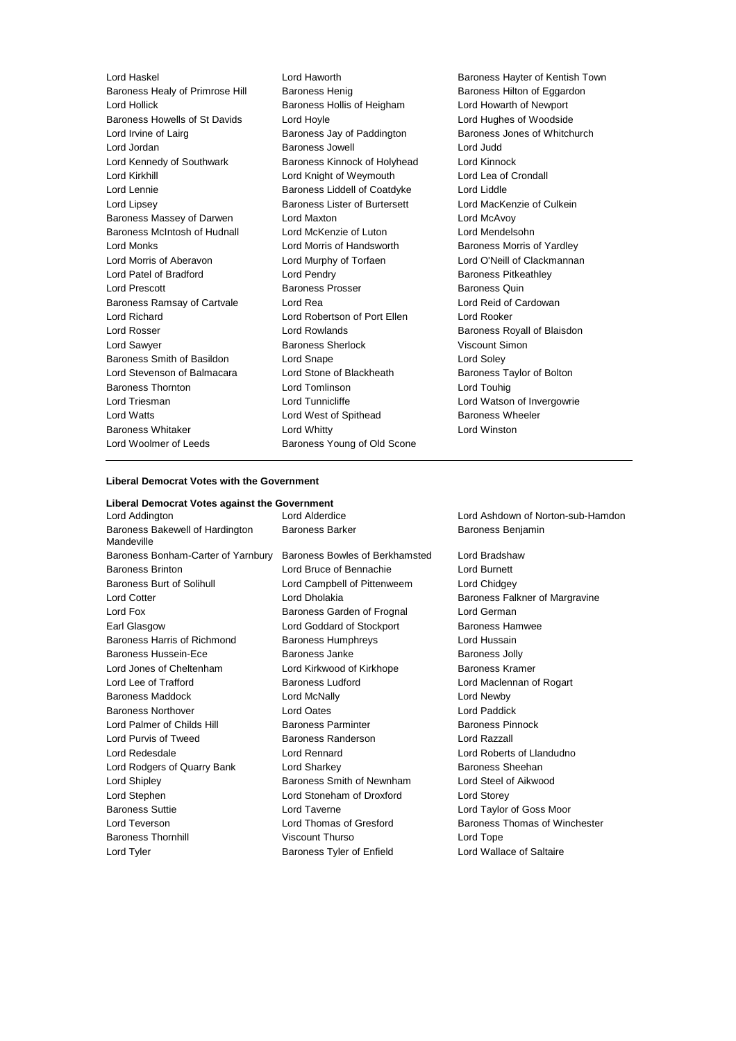Lord Haskel
Lord Haworth
Baroness Hayter of Kentish Town
Baroness Healy of Primrose Hill
Baroness Henig
Baroness Hilton of Eggardon
Lord Hollick
Baroness Hollis of Heigham
Lord Howarth of Newport
Baroness Howells of St Davids
Lord Hoyle
Lord Hughes of Woodside
Lord Irvine of Lairg
Baroness Jay of Paddington
Baroness Jones of Whitchurch
Lord Jordan
Baroness Jowell
Lord Judd
Lord Kennedy of Southwark
Baroness Kinnock of Holyhead
Lord Kinnock
Lord Kirkhill
Lord Knight of Weymouth
Lord Lea of Crondall
Lord Lennie
Baroness Liddell of Coatdyke
Lord Liddle
Lord Lipsey
Baroness Lister of Burtersett
Lord MacKenzie of Culkein
Baroness Massey of Darwen
Lord Maxton
Lord McAvoy
Baroness McIntosh of Hudnall
Lord McKenzie of Luton
Lord Mendelsohn
Lord Monks
Lord Morris of Handsworth
Baroness Morris of Yardley
Lord Morris of Aberavon
Lord Murphy of Torfaen
Lord O'Neill of Clackmannan
Lord Patel of Bradford
Lord Pendry
Baroness Pitkeathley
Lord Prescott
Baroness Prosser
Baroness Quin
Baroness Ramsay of Cartvale
Lord Rea
Lord Reid of Cardowan
Lord Richard
Lord Robertson of Port Ellen
Lord Rooker
Lord Rosser
Lord Rowlands
Baroness Royall of Blaisdon
Lord Sawyer
Baroness Sherlock
Viscount Simon
Baroness Smith of Basildon
Lord Snape
Lord Soley
Lord Stevenson of Balmacara
Lord Stone of Blackheath
Baroness Taylor of Bolton
Baroness Thornton
Lord Tomlinson
Lord Touhig
Lord Triesman
Lord Tunnicliffe
Lord Watson of Invergowrie
Lord Watts
Lord West of Spithead
Baroness Wheeler
Baroness Whitaker
Lord Whitty
Lord Winston
Lord Woolmer of Leeds
Baroness Young of Old Scone

---

**Liberal Democrat Votes with the Government**

**Liberal Democrat Votes against the Government**

Lord Addington
Lord Alderdice
Lord Ashdown of Norton-sub-Hamdon
Baroness Bakewell of Hardington Mandeville
Baroness Barker
Baroness Benjamin
Baroness Bonham-Carter of Yarnbury
Baroness Bowles of Berkhamsted
Lord Bradshaw
Baroness Brinton
Lord Bruce of Bennachie
Lord Burnett
Baroness Burt of Solihull
Lord Campbell of Pittenweem
Lord Chidgey
Lord Cotter
Lord Dholakia
Baroness Falkner of Margravine
Lord Fox
Baroness Garden of Frognal
Lord German
Earl Glasgow
Lord Goddard of Stockport
Baroness Hamwee
Baroness Harris of Richmond
Baroness Humphreys
Lord Hussain
Baroness Hussein-Ece
Baroness Janke
Baroness Jolly
Lord Jones of Cheltenham
Lord Kirkwood of Kirkhope
Baroness Kramer
Lord Lee of Trafford
Baroness Ludford
Lord Maclennan of Rogart
Baroness Maddock
Lord McNally
Lord Newby
Baroness Northover
Lord Oates
Lord Paddick
Lord Palmer of Childs Hill
Baroness Parminter
Baroness Pinnock
Lord Purvis of Tweed
Baroness Randerson
Lord Razzall
Lord Redesdale
Lord Rennard
Lord Roberts of Llandudno
Lord Rodgers of Quarry Bank
Lord Sharkey
Baroness Sheehan
Lord Shipley
Baroness Smith of Newnham
Lord Steel of Aikwood
Lord Stephen
Lord Stoneham of Droxford
Lord Storey
Baroness Suttie
Lord Taverne
Lord Taylor of Goss Moor
Lord Teverson
Lord Thomas of Gresford
Baroness Thomas of Winchester
Baroness Thornhill
Viscount Thurso
Lord Tope
Lord Tyler
Baroness Tyler of Enfield
Lord Wallace of Saltaire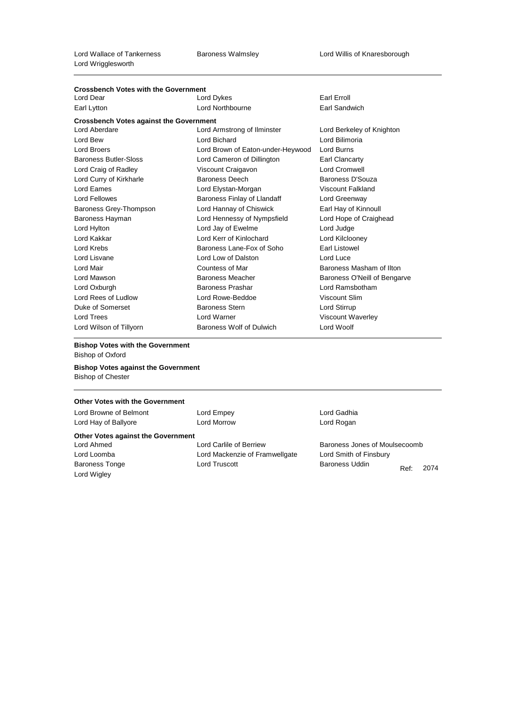Lord Wallace of Tankerness
Baroness Walmsley
Lord Willis of Knaresborough
Lord Wrigglesworth

---

**Crossbench Votes with the Government**

Lord Dear
Lord Dykes
Earl Erroll
Earl Lytton
Lord Northbourne
Earl Sandwich

**Crossbench Votes against the Government**

Lord Aberdare
Lord Armstrong of Ilminster
Lord Berkeley of Knighton
Lord Bew
Lord Bichard
Lord Bilimoria
Lord Broers
Lord Brown of Eaton-under-Heywood
Lord Burns
Baroness Butler-Sloss
Lord Cameron of Dillington
Earl Clancarty
Lord Craig of Radley
Viscount Craigavon
Lord Cromwell
Lord Curry of Kirkharle
Baroness Deech
Baroness D'Souza
Lord Eames
Lord Elystan-Morgan
Viscount Falkland
Lord Fellowes
Baroness Finlay of Llandaff
Lord Greenway
Baroness Grey-Thompson
Lord Hannay of Chiswick
Earl Hay of Kinnoull
Baroness Hayman
Lord Hennessy of Nympsfield
Lord Hope of Craighead
Lord Hylton
Lord Jay of Ewelme
Lord Judge
Lord Kakkar
Lord Kerr of Kinlochard
Lord Kilclooney
Lord Krebs
Baroness Lane-Fox of Soho
Earl Listowel
Lord Lisvane
Lord Low of Dalston
Lord Luce
Lord Mair
Countess of Mar
Baroness Masham of Ilton
Lord Mawson
Baroness Meacher
Baroness O'Neill of Bengarve
Lord Oxburgh
Baroness Prashar
Lord Ramsbotham
Lord Rees of Ludlow
Lord Rowe-Beddoe
Viscount Slim
Duke of Somerset
Baroness Stern
Lord Stirrup
Lord Trees
Lord Warner
Viscount Waverley
Lord Wilson of Tillyorn
Baroness Wolf of Dulwich
Lord Woolf

---

**Bishop Votes with the Government**

Bishop of Oxford

**Bishop Votes against the Government**

Bishop of Chester

---

**Other Votes with the Government**

Lord Browne of Belmont
Lord Empey
Lord Gadhia
Lord Hay of Ballyore
Lord Morrow
Lord Rogan

**Other Votes against the Government**

Lord Ahmed
Lord Carlile of Berriew
Baroness Jones of Moulsecoomb
Lord Loomba
Lord Mackenzie of Framwellgate
Lord Smith of Finsbury
Baroness Tonge
Lord Truscott
Baroness Uddin
Lord Wigley

Ref: 2074